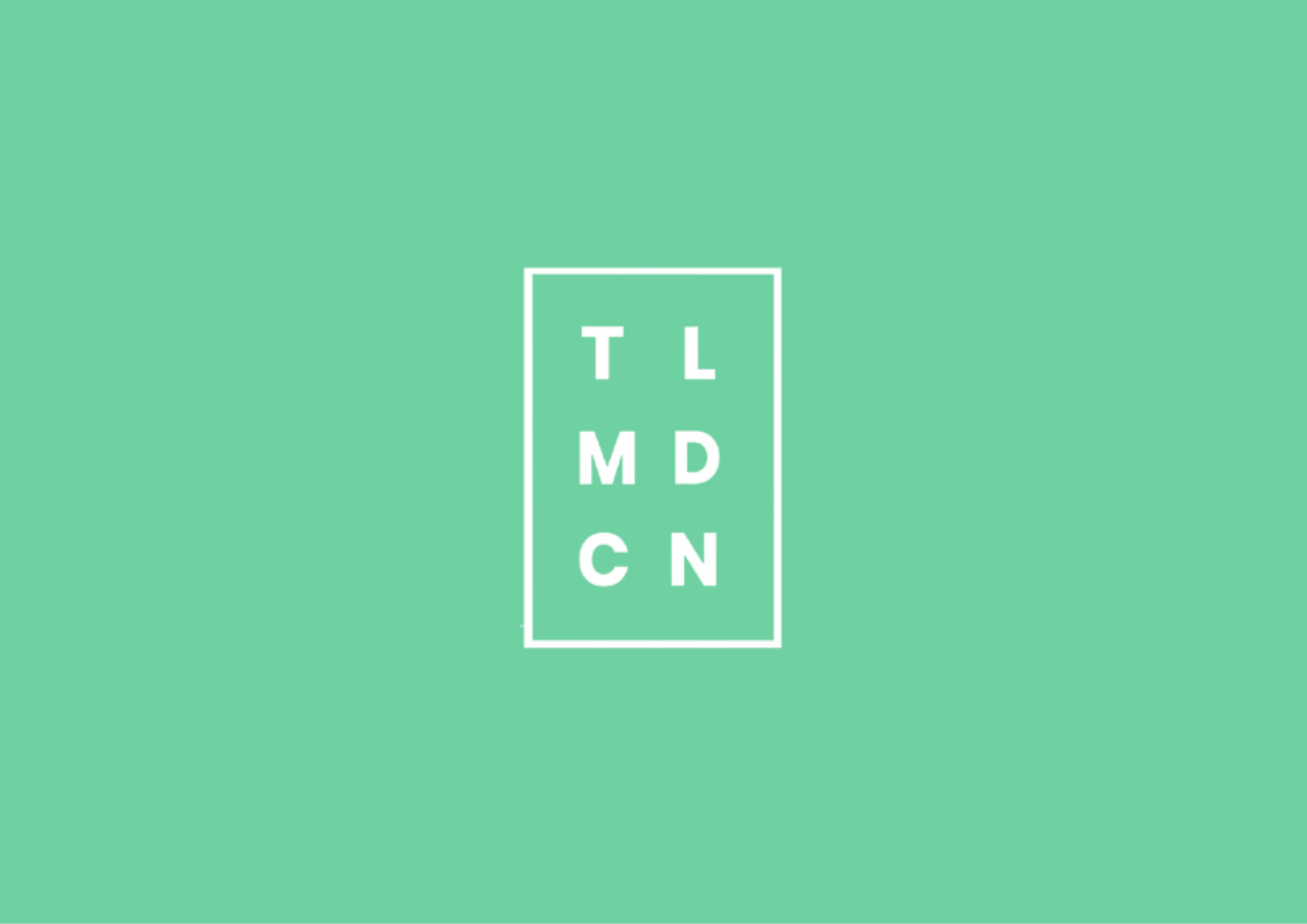T L

M D

C N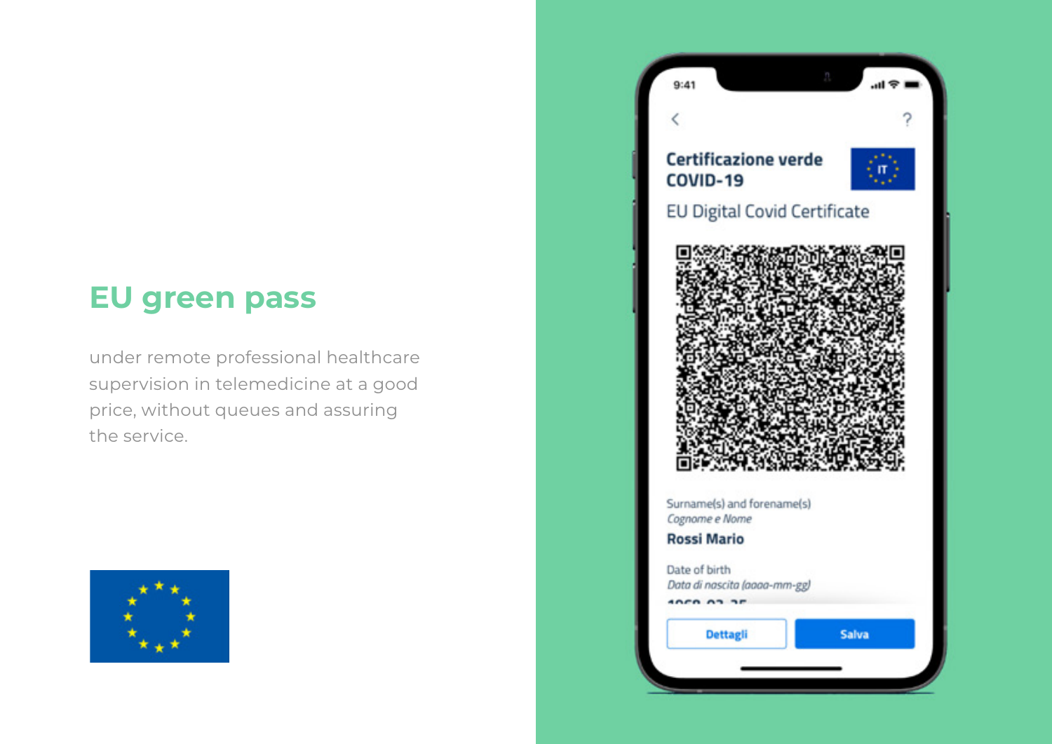## EU green pass

under remote professional healthcare supervision in telemedicine at a good price, without queues and assuring the service.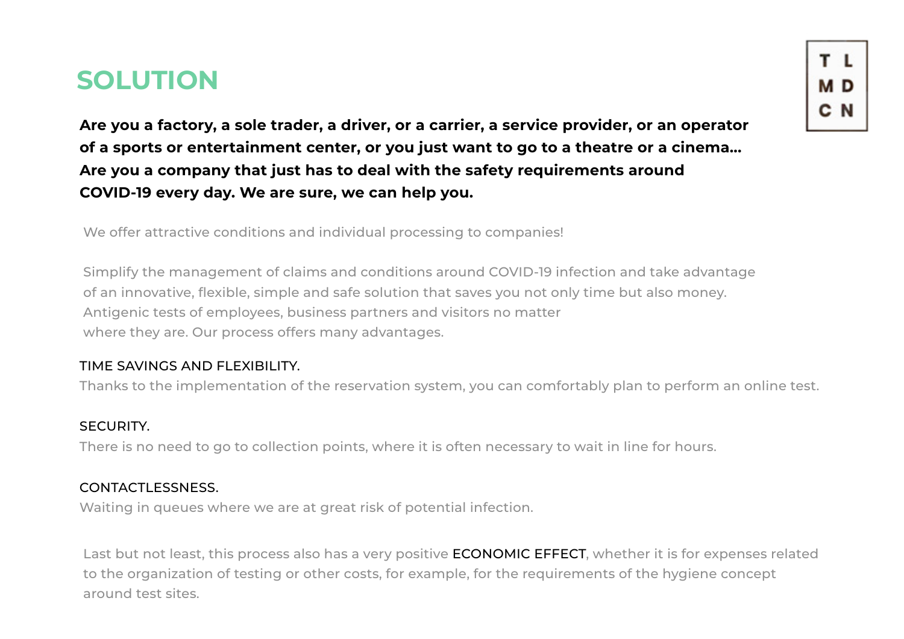## SOLUTION

**Are you a factory, a sole trader, a driver, or a carrier, a service provider, or an operator of a sports or entertainment center, or you just want to go to a theatre or a cinema… Are you a company that just has to deal with the safety requirements around COVID-19 every day. We are sure, we can help you.**

We offer attractive conditions and individual processing to companies!

Simplify the management of claims and conditions around COVID-19 infection and take advantage of an innovative, flexible, simple and safe solution that saves you not only time but also money. Antigenic tests of employees, business partners and visitors no matter where they are. Our process offers many advantages.

TIME SAVINGS AND FLEXIBILITY.
Thanks to the implementation of the reservation system, you can comfortably plan to perform an online test.

SECURITY.
There is no need to go to collection points, where it is often necessary to wait in line for hours.

CONTACTLESSNESS.
Waiting in queues where we are at great risk of potential infection.

Last but not least, this process also has a very positive ECONOMIC EFFECT, whether it is for expenses related to the organization of testing or other costs, for example, for the requirements of the hygiene concept around test sites.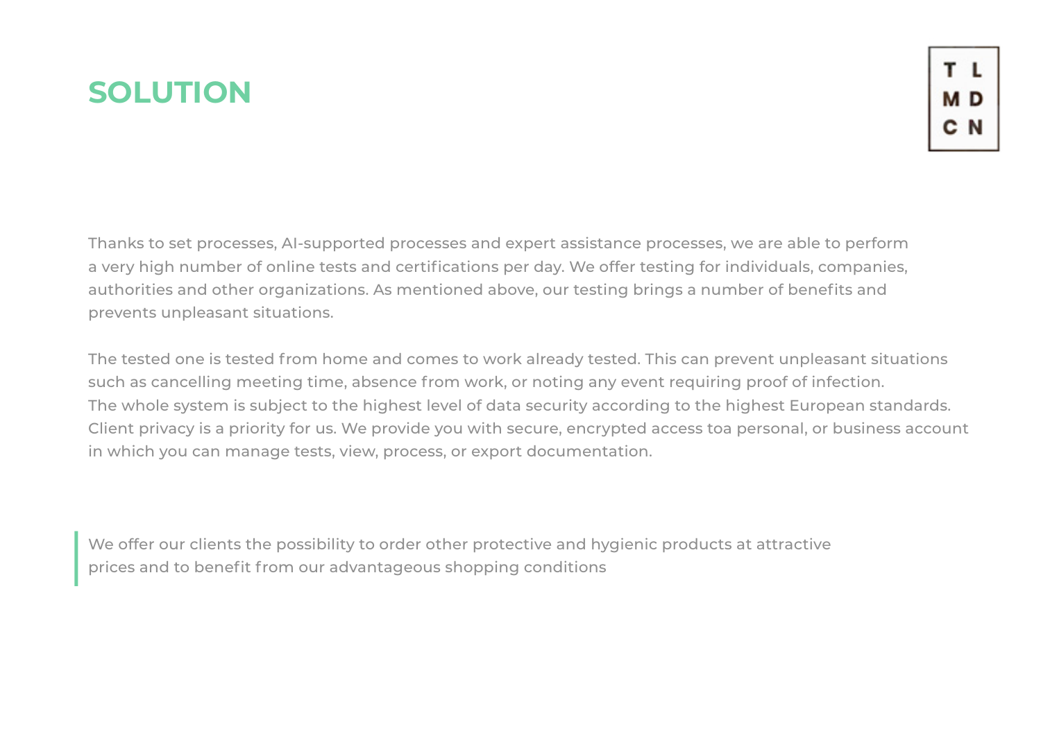# SOLUTION

Thanks to set processes, AI-supported processes and expert assistance processes, we are able to perform a very high number of online tests and certifications per day. We offer testing for individuals, companies, authorities and other organizations. As mentioned above, our testing brings a number of benefits and prevents unpleasant situations.

The tested one is tested from home and comes to work already tested. This can prevent unpleasant situations such as cancelling meeting time, absence from work, or noting any event requiring proof of infection.
The whole system is subject to the highest level of data security according to the highest European standards. Client privacy is a priority for us. We provide you with secure, encrypted access toa personal, or business account in which you can manage tests, view, process, or export documentation.

> We offer our clients the possibility to order other protective and hygienic products at attractive prices and to benefit from our advantageous shopping conditions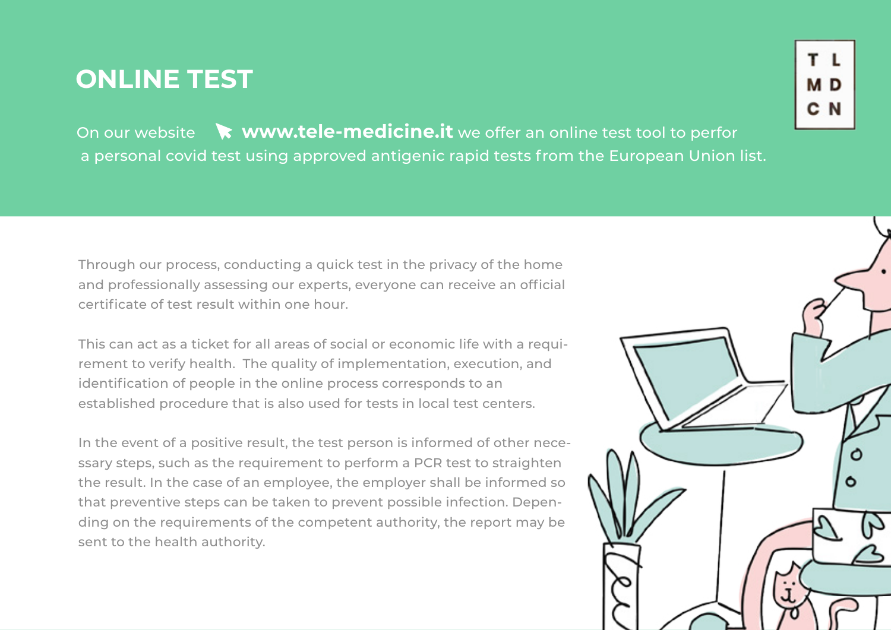# ONLINE TEST

On our website **www.tele-medicine.it** we offer an online test tool to perfor a personal covid test using approved antigenic rapid tests from the European Union list.

Through our process, conducting a quick test in the privacy of the home and professionally assessing our experts, everyone can receive an official certificate of test result within one hour.

This can act as a ticket for all areas of social or economic life with a requirement to verify health. The quality of implementation, execution, and identification of people in the online process corresponds to an established procedure that is also used for tests in local test centers.

In the event of a positive result, the test person is informed of other necessary steps, such as the requirement to perform a PCR test to straighten the result. In the case of an employee, the employer shall be informed so that preventive steps can be taken to prevent possible infection. Depending on the requirements of the competent authority, the report may be sent to the health authority.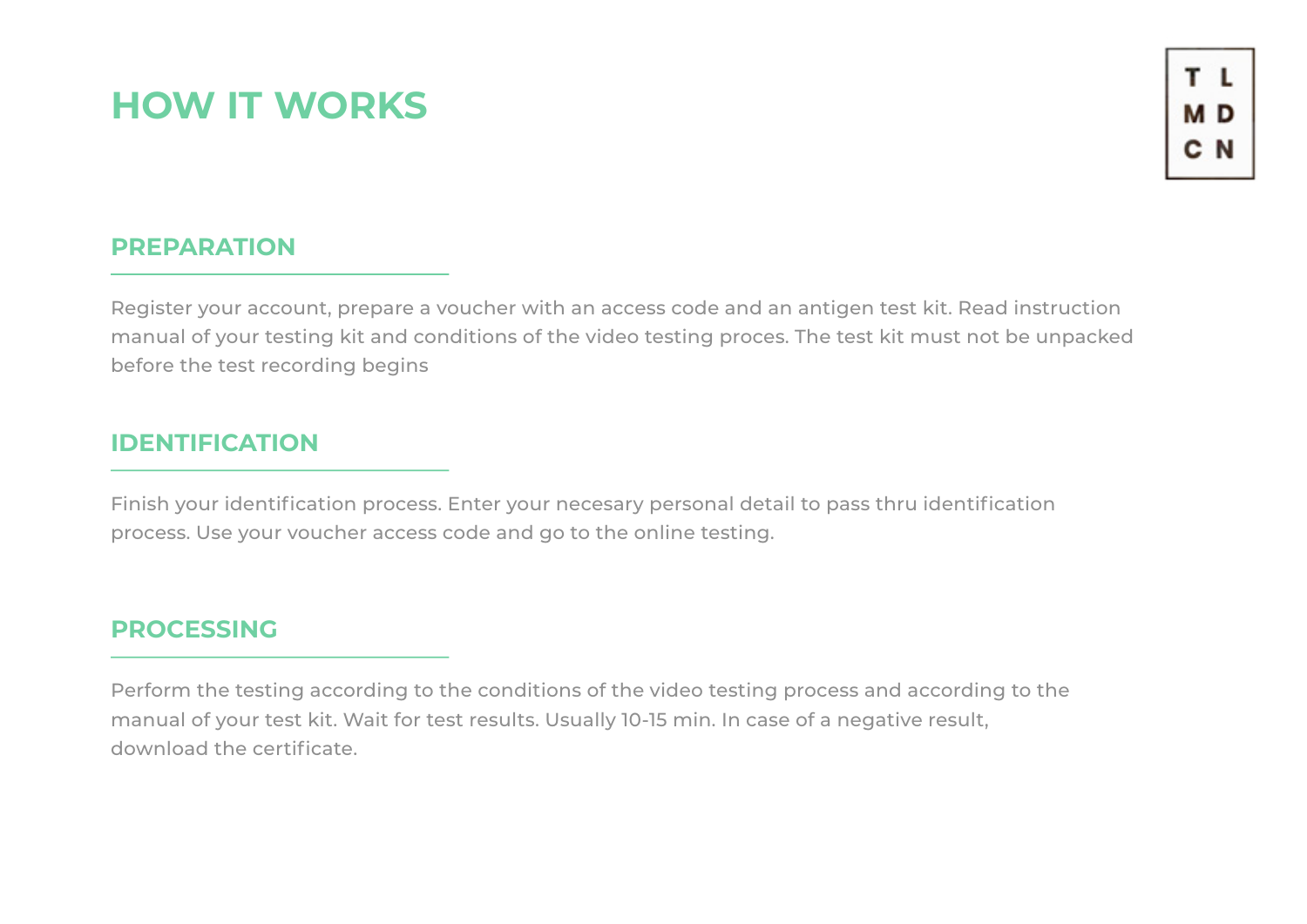# HOW IT WORKS

T L
M D
C N

## PREPARATION

Register your account, prepare a voucher with an access code and an antigen test kit. Read instruction manual of your testing kit and conditions of the video testing proces. The test kit must not be unpacked before the test recording begins

## IDENTIFICATION

Finish your identification process. Enter your necesary personal detail to pass thru identification process. Use your voucher access code and go to the online testing.

## PROCESSING

Perform the testing according to the conditions of the video testing process and according to the manual of your test kit. Wait for test results. Usually 10-15 min. In case of a negative result, download the certificate.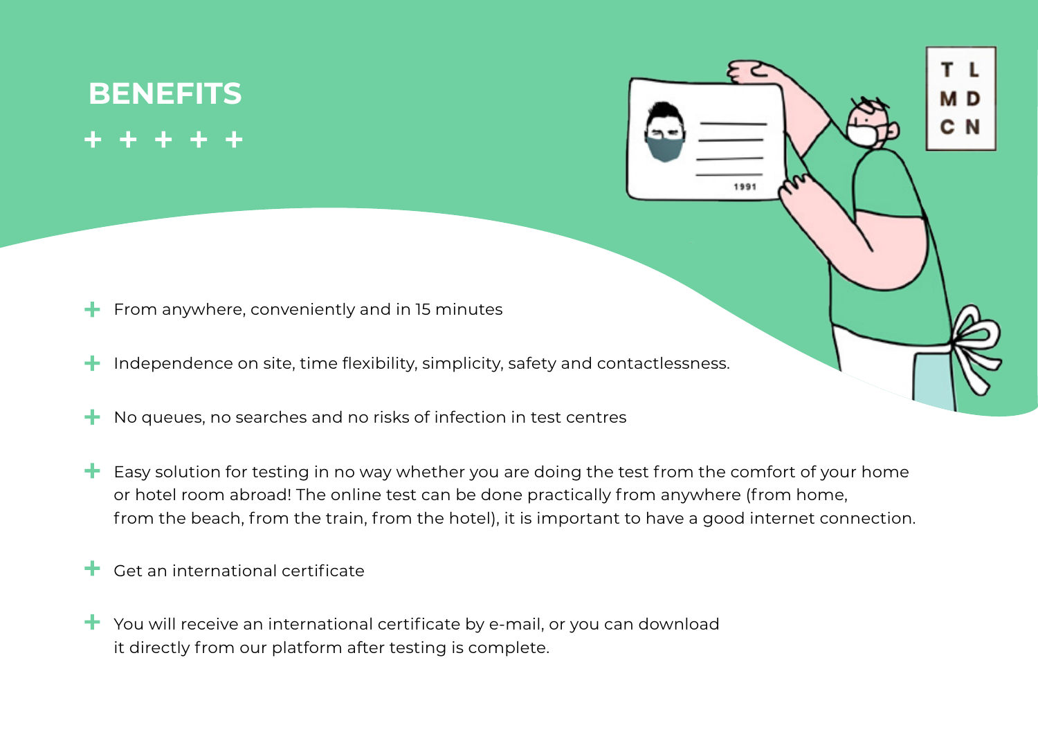# BENEFITS

+ + + + +

- From anywhere, conveniently and in 15 minutes
- Independence on site, time flexibility, simplicity, safety and contactlessness.
- No queues, no searches and no risks of infection in test centres
- Easy solution for testing in no way whether you are doing the test from the comfort of your home or hotel room abroad! The online test can be done practically from anywhere (from home, from the beach, from the train, from the hotel), it is important to have a good internet connection.
- Get an international certificate
- You will receive an international certificate by e-mail, or you can download it directly from our platform after testing is complete.